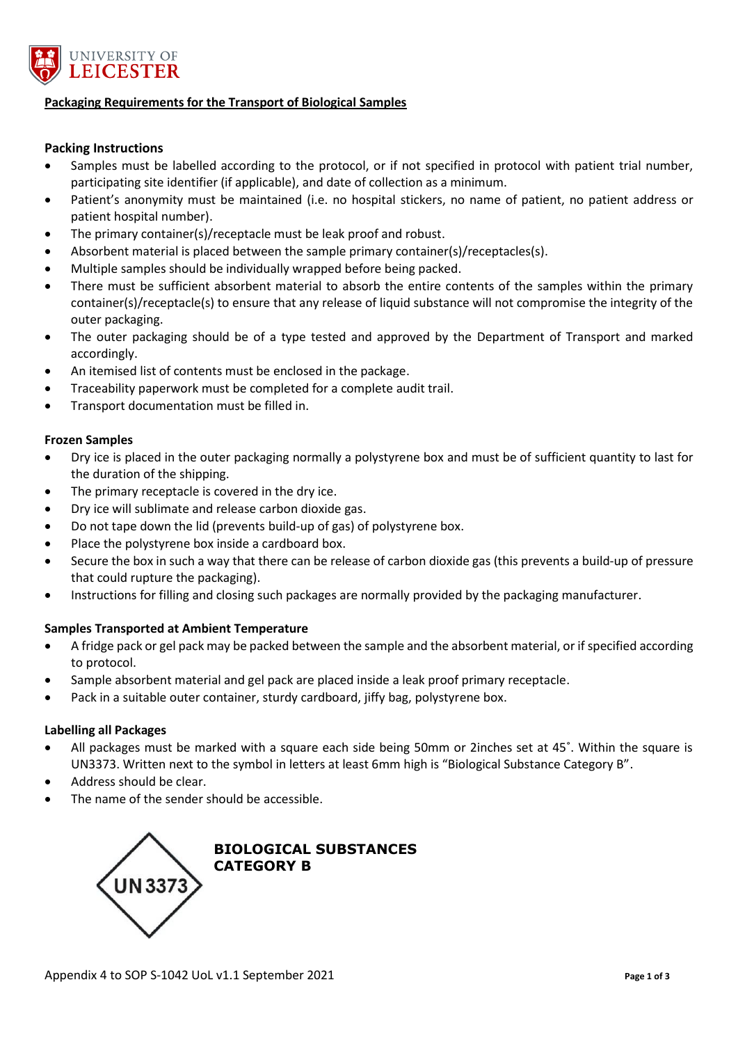**Packaging Requirements for the Transport of Biological Samples**

**Packing Instructions**

- Samples must be labelled according to the protocol, or if not specified in protocol with patient trial number, participating site identifier (if applicable), and date of collection as a minimum.
- Patient's anonymity must be maintained (i.e. no hospital stickers, no name of patient, no patient address or patient hospital number).
- The primary container(s)/receptacle must be leak proof and robust.
- Absorbent material is placed between the sample primary container(s)/receptacles(s).
- Multiple samples should be individually wrapped before being packed.
- There must be sufficient absorbent material to absorb the entire contents of the samples within the primary container(s)/receptacle(s) to ensure that any release of liquid substance will not compromise the integrity of the outer packaging.
- The outer packaging should be of a type tested and approved by the Department of Transport and marked accordingly.
- An itemised list of contents must be enclosed in the package.
- Traceability paperwork must be completed for a complete audit trail.
- Transport documentation must be filled in.

**Frozen Samples**

- Dry ice is placed in the outer packaging normally a polystyrene box and must be of sufficient quantity to last for the duration of the shipping.
- The primary receptacle is covered in the dry ice.
- Dry ice will sublimate and release carbon dioxide gas.
- Do not tape down the lid (prevents build-up of gas) of polystyrene box.
- Place the polystyrene box inside a cardboard box.
- Secure the box in such a way that there can be release of carbon dioxide gas (this prevents a build-up of pressure that could rupture the packaging).
- Instructions for filling and closing such packages are normally provided by the packaging manufacturer.

**Samples Transported at Ambient Temperature**

- A fridge pack or gel pack may be packed between the sample and the absorbent material, or if specified according to protocol.
- Sample absorbent material and gel pack are placed inside a leak proof primary receptacle.
- Pack in a suitable outer container, sturdy cardboard, jiffy bag, polystyrene box.

**Labelling all Packages**

- All packages must be marked with a square each side being 50mm or 2inches set at 45˚. Within the square is UN3373. Written next to the symbol in letters at least 6mm high is "Biological Substance Category B".
- Address should be clear.
- The name of the sender should be accessible.

UN 3373

**BIOLOGICAL SUBSTANCES CATEGORY B**

Appendix 4 to SOP S-1042 UoL v1.1 September 2021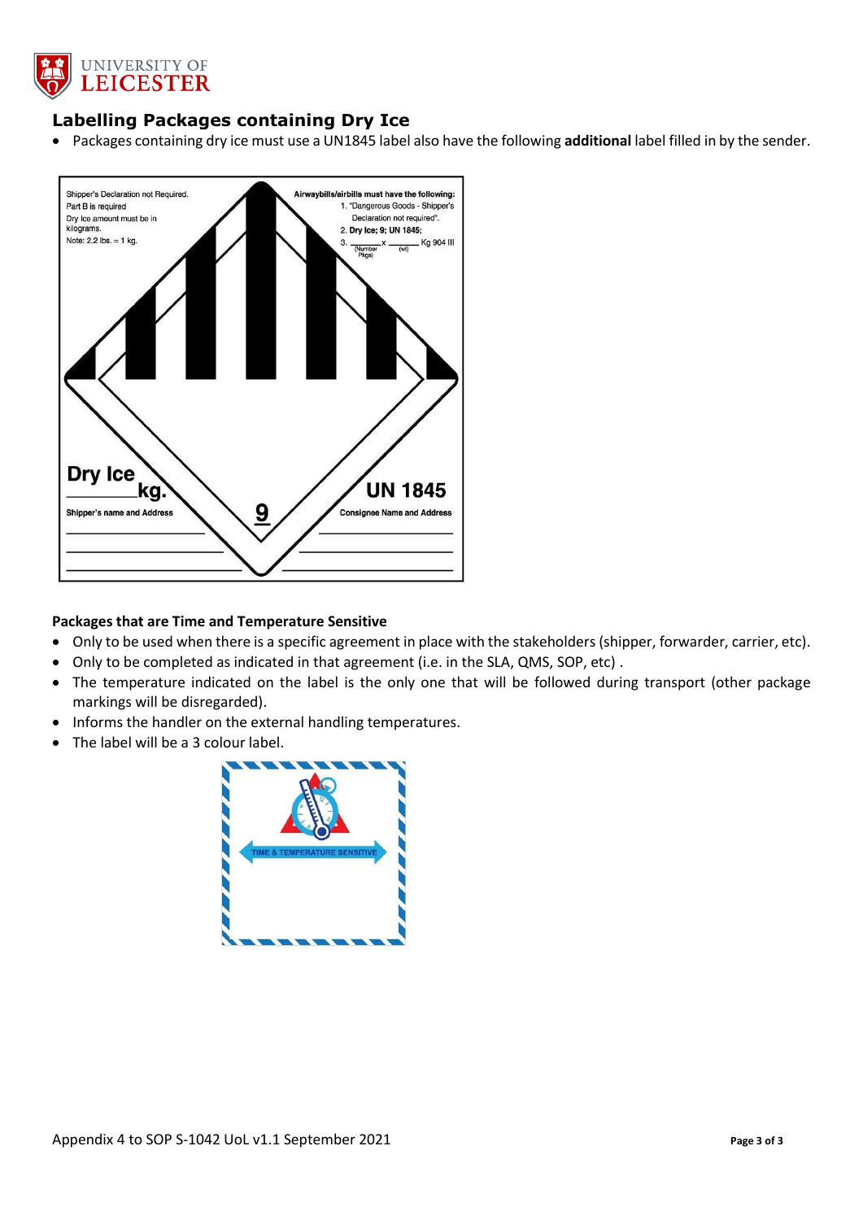## Labelling Packages containing Dry Ice

- Packages containing dry ice must use a UN1845 label also have the following **additional** label filled in by the sender.

Shipper's Declaration not Required.
Part B is required
Dry ice amount must be in kilograms.
Note: 2.2 lbs. = 1 kg.

**Airwaybills/airbills must have the following:**
1. "Dangerous Goods - Shipper's Declaration not required".
2. **Dry Ice; 9; UN 1845;**
3. ______ x ______ Kg 904 III
(Number Pkgs) (wt)

**Dry Ice**
______**kg.**

**Shipper's name and Address**

**9**

**UN 1845**

**Consignee Name and Address**

### Packages that are Time and Temperature Sensitive

- Only to be used when there is a specific agreement in place with the stakeholders (shipper, forwarder, carrier, etc).
- Only to be completed as indicated in that agreement (i.e. in the SLA, QMS, SOP, etc) .
- The temperature indicated on the label is the only one that will be followed during transport (other package markings will be disregarded).
- Informs the handler on the external handling temperatures.
- The label will be a 3 colour label.

TIME & TEMPERATURE SENSITIVE

Appendix 4 to SOP S-1042 UoL v1.1 September 2021